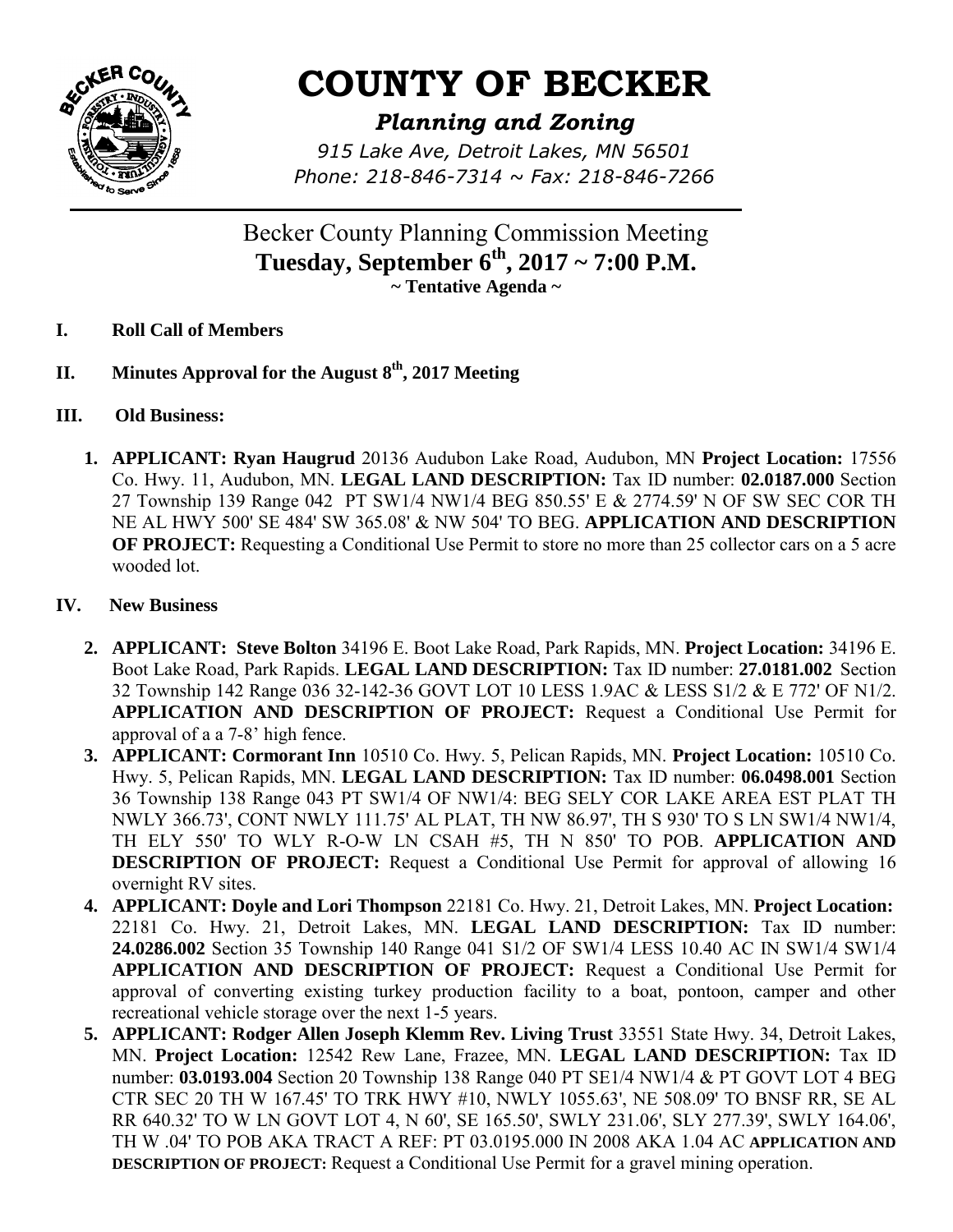# COUNTY OF BECKER

*Planning and Zoning*

*915 Lake Ave, Detroit Lakes, MN 56501*
*Phone: 218-846-7314 ~ Fax: 218-846-7266*

## Becker County Planning Commission Meeting
## Tuesday, September 6th, 2017 ~ 7:00 P.M.
**~ Tentative Agenda ~**

**I. Roll Call of Members**

**II. Minutes Approval for the August 8th, 2017 Meeting**

**III. Old Business:**

1. **APPLICANT: Ryan Haugrud** 20136 Audubon Lake Road, Audubon, MN **Project Location:** 17556 Co. Hwy. 11, Audubon, MN. **LEGAL LAND DESCRIPTION:** Tax ID number: **02.0187.000** Section 27 Township 139 Range 042 PT SW1/4 NW1/4 BEG 850.55' E & 2774.59' N OF SW SEC COR TH NE AL HWY 500' SE 484' SW 365.08' & NW 504' TO BEG. **APPLICATION AND DESCRIPTION OF PROJECT:** Requesting a Conditional Use Permit to store no more than 25 collector cars on a 5 acre wooded lot.

**IV. New Business**

2. **APPLICANT: Steve Bolton** 34196 E. Boot Lake Road, Park Rapids, MN. **Project Location:** 34196 E. Boot Lake Road, Park Rapids. **LEGAL LAND DESCRIPTION:** Tax ID number: **27.0181.002** Section 32 Township 142 Range 036 32-142-36 GOVT LOT 10 LESS 1.9AC & LESS S1/2 & E 772' OF N1/2. **APPLICATION AND DESCRIPTION OF PROJECT:** Request a Conditional Use Permit for approval of a a 7-8' high fence.
3. **APPLICANT: Cormorant Inn** 10510 Co. Hwy. 5, Pelican Rapids, MN. **Project Location:** 10510 Co. Hwy. 5, Pelican Rapids, MN. **LEGAL LAND DESCRIPTION:** Tax ID number: **06.0498.001** Section 36 Township 138 Range 043 PT SW1/4 OF NW1/4: BEG SELY COR LAKE AREA EST PLAT TH NWLY 366.73', CONT NWLY 111.75' AL PLAT, TH NW 86.97', TH S 930' TO S LN SW1/4 NW1/4, TH ELY 550' TO WLY R-O-W LN CSAH #5, TH N 850' TO POB. **APPLICATION AND DESCRIPTION OF PROJECT:** Request a Conditional Use Permit for approval of allowing 16 overnight RV sites.
4. **APPLICANT: Doyle and Lori Thompson** 22181 Co. Hwy. 21, Detroit Lakes, MN. **Project Location:** 22181 Co. Hwy. 21, Detroit Lakes, MN. **LEGAL LAND DESCRIPTION:** Tax ID number: **24.0286.002** Section 35 Township 140 Range 041 S1/2 OF SW1/4 LESS 10.40 AC IN SW1/4 SW1/4 **APPLICATION AND DESCRIPTION OF PROJECT:** Request a Conditional Use Permit for approval of converting existing turkey production facility to a boat, pontoon, camper and other recreational vehicle storage over the next 1-5 years.
5. **APPLICANT: Rodger Allen Joseph Klemm Rev. Living Trust** 33551 State Hwy. 34, Detroit Lakes, MN. **Project Location:** 12542 Rew Lane, Frazee, MN. **LEGAL LAND DESCRIPTION:** Tax ID number: **03.0193.004** Section 20 Township 138 Range 040 PT SE1/4 NW1/4 & PT GOVT LOT 4 BEG CTR SEC 20 TH W 167.45' TO TRK HWY #10, NWLY 1055.63', NE 508.09' TO BNSF RR, SE AL RR 640.32' TO W LN GOVT LOT 4, N 60', SE 165.50', SWLY 231.06', SLY 277.39', SWLY 164.06', TH W .04' TO POB AKA TRACT A REF: PT 03.0195.000 IN 2008 AKA 1.04 AC **APPLICATION AND DESCRIPTION OF PROJECT:** Request a Conditional Use Permit for a gravel mining operation.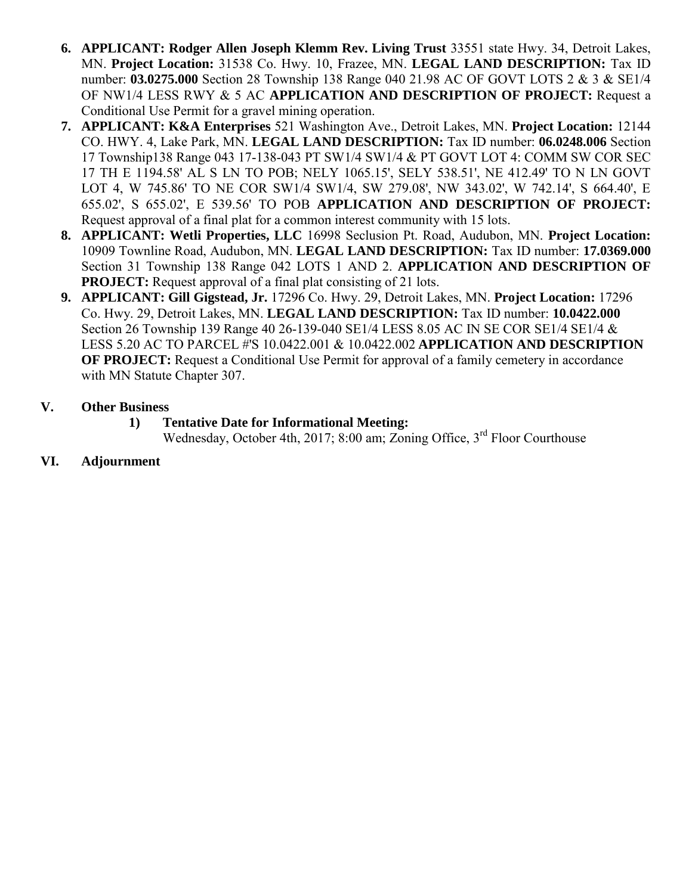6. **APPLICANT: Rodger Allen Joseph Klemm Rev. Living Trust** 33551 state Hwy. 34, Detroit Lakes, MN. **Project Location:** 31538 Co. Hwy. 10, Frazee, MN. **LEGAL LAND DESCRIPTION:** Tax ID number: **03.0275.000** Section 28 Township 138 Range 040 21.98 AC OF GOVT LOTS 2 & 3 & SE1/4 OF NW1/4 LESS RWY & 5 AC **APPLICATION AND DESCRIPTION OF PROJECT:** Request a Conditional Use Permit for a gravel mining operation.
7. **APPLICANT: K&A Enterprises** 521 Washington Ave., Detroit Lakes, MN. **Project Location:** 12144 CO. HWY. 4, Lake Park, MN. **LEGAL LAND DESCRIPTION:** Tax ID number: **06.0248.006** Section 17 Township138 Range 043 17-138-043 PT SW1/4 SW1/4 & PT GOVT LOT 4: COMM SW COR SEC 17 TH E 1194.58' AL S LN TO POB; NELY 1065.15', SELY 538.51', NE 412.49' TO N LN GOVT LOT 4, W 745.86' TO NE COR SW1/4 SW1/4, SW 279.08', NW 343.02', W 742.14', S 664.40', E 655.02', S 655.02', E 539.56' TO POB **APPLICATION AND DESCRIPTION OF PROJECT:** Request approval of a final plat for a common interest community with 15 lots.
8. **APPLICANT: Wetli Properties, LLC** 16998 Seclusion Pt. Road, Audubon, MN. **Project Location:** 10909 Townline Road, Audubon, MN. **LEGAL LAND DESCRIPTION:** Tax ID number: **17.0369.000** Section 31 Township 138 Range 042 LOTS 1 AND 2. **APPLICATION AND DESCRIPTION OF PROJECT:** Request approval of a final plat consisting of 21 lots.
9. **APPLICANT: Gill Gigstead, Jr.** 17296 Co. Hwy. 29, Detroit Lakes, MN. **Project Location:** 17296 Co. Hwy. 29, Detroit Lakes, MN. **LEGAL LAND DESCRIPTION:** Tax ID number: **10.0422.000** Section 26 Township 139 Range 40 26-139-040 SE1/4 LESS 8.05 AC IN SE COR SE1/4 SE1/4 & LESS 5.20 AC TO PARCEL #'S 10.0422.001 & 10.0422.002 **APPLICATION AND DESCRIPTION OF PROJECT:** Request a Conditional Use Permit for approval of a family cemetery in accordance with MN Statute Chapter 307.

**V. Other Business**

**1) Tentative Date for Informational Meeting:**
Wednesday, October 4th, 2017; 8:00 am; Zoning Office, 3rd Floor Courthouse

**VI. Adjournment**